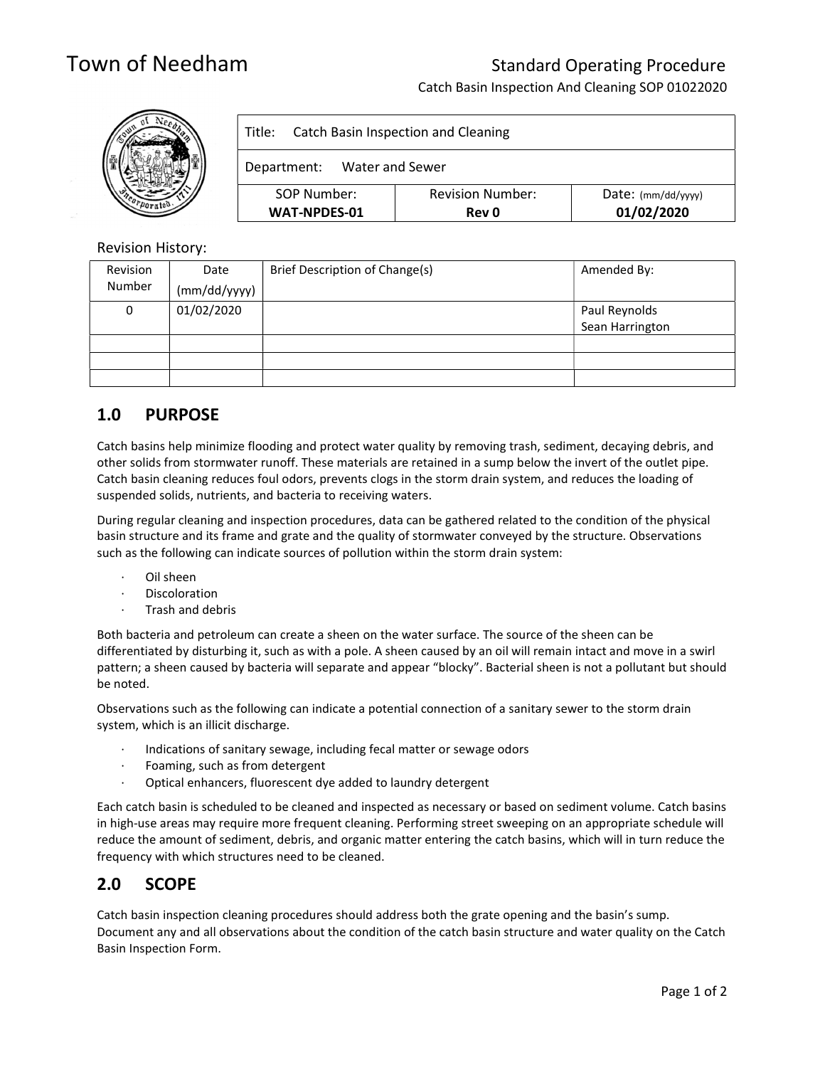# Town of Needham

Standard Operating Procedure

Catch Basin Inspection And Cleaning SOP 01022020

| Title: Catch Basin Inspection and Cleaning | | |
|---|---|---|
| Department: Water and Sewer | | |
| SOP Number: **WAT-NPDES-01** | Revision Number: **Rev 0** | Date: (mm/dd/yyyy) **01/02/2020** |

Revision History:

| Revision Number | Date (mm/dd/yyyy) | Brief Description of Change(s) | Amended By: |
|---|---|---|---|
| 0 | 01/02/2020 | | Paul Reynolds Sean Harrington |
| | | | |
| | | | |
| | | | |

## 1.0 PURPOSE

Catch basins help minimize flooding and protect water quality by removing trash, sediment, decaying debris, and other solids from stormwater runoff. These materials are retained in a sump below the invert of the outlet pipe. Catch basin cleaning reduces foul odors, prevents clogs in the storm drain system, and reduces the loading of suspended solids, nutrients, and bacteria to receiving waters.

During regular cleaning and inspection procedures, data can be gathered related to the condition of the physical basin structure and its frame and grate and the quality of stormwater conveyed by the structure. Observations such as the following can indicate sources of pollution within the storm drain system:

- Oil sheen
- Discoloration
- Trash and debris

Both bacteria and petroleum can create a sheen on the water surface. The source of the sheen can be differentiated by disturbing it, such as with a pole. A sheen caused by an oil will remain intact and move in a swirl pattern; a sheen caused by bacteria will separate and appear "blocky". Bacterial sheen is not a pollutant but should be noted.

Observations such as the following can indicate a potential connection of a sanitary sewer to the storm drain system, which is an illicit discharge.

- Indications of sanitary sewage, including fecal matter or sewage odors
- Foaming, such as from detergent
- Optical enhancers, fluorescent dye added to laundry detergent

Each catch basin is scheduled to be cleaned and inspected as necessary or based on sediment volume. Catch basins in high-use areas may require more frequent cleaning. Performing street sweeping on an appropriate schedule will reduce the amount of sediment, debris, and organic matter entering the catch basins, which will in turn reduce the frequency with which structures need to be cleaned.

## 2.0 SCOPE

Catch basin inspection cleaning procedures should address both the grate opening and the basin's sump. Document any and all observations about the condition of the catch basin structure and water quality on the Catch Basin Inspection Form.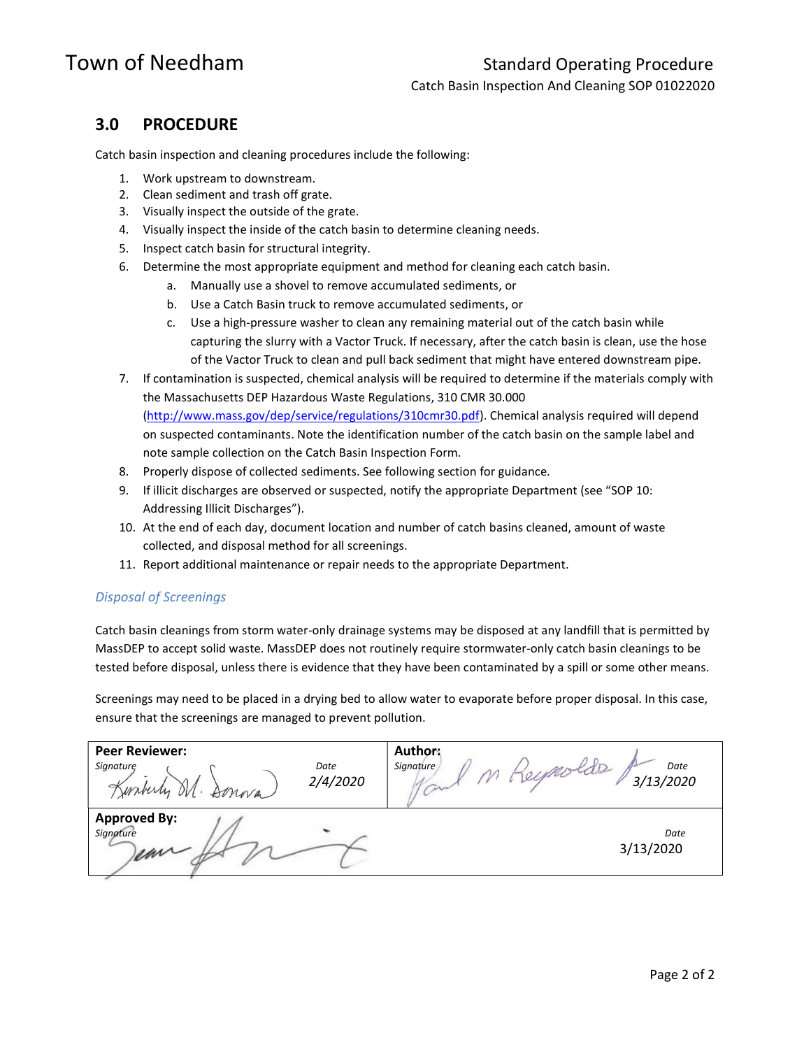## 3.0 PROCEDURE

Catch basin inspection and cleaning procedures include the following:

1. Work upstream to downstream.
2. Clean sediment and trash off grate.
3. Visually inspect the outside of the grate.
4. Visually inspect the inside of the catch basin to determine cleaning needs.
5. Inspect catch basin for structural integrity.
6. Determine the most appropriate equipment and method for cleaning each catch basin.
    a. Manually use a shovel to remove accumulated sediments, or
    b. Use a Catch Basin truck to remove accumulated sediments, or
    c. Use a high-pressure washer to clean any remaining material out of the catch basin while capturing the slurry with a Vactor Truck. If necessary, after the catch basin is clean, use the hose of the Vactor Truck to clean and pull back sediment that might have entered downstream pipe.
7. If contamination is suspected, chemical analysis will be required to determine if the materials comply with the Massachusetts DEP Hazardous Waste Regulations, 310 CMR 30.000 (http://www.mass.gov/dep/service/regulations/310cmr30.pdf). Chemical analysis required will depend on suspected contaminants. Note the identification number of the catch basin on the sample label and note sample collection on the Catch Basin Inspection Form.
8. Properly dispose of collected sediments. See following section for guidance.
9. If illicit discharges are observed or suspected, notify the appropriate Department (see "SOP 10: Addressing Illicit Discharges").
10. At the end of each day, document location and number of catch basins cleaned, amount of waste collected, and disposal method for all screenings.
11. Report additional maintenance or repair needs to the appropriate Department.

### *Disposal of Screenings*

Catch basin cleanings from storm water-only drainage systems may be disposed at any landfill that is permitted by MassDEP to accept solid waste. MassDEP does not routinely require stormwater-only catch basin cleanings to be tested before disposal, unless there is evidence that they have been contaminated by a spill or some other means.

Screenings may need to be placed in a drying bed to allow water to evaporate before proper disposal. In this case, ensure that the screenings are managed to prevent pollution.

| | | | |
|---|---|---|---|
| **Peer Reviewer:** *Signature* Kimberly M. Donova | *Date* 2/4/2020 | **Author:** *Signature* Paul M Reynolds | *Date* 3/13/2020 |
| **Approved By:** *Signature* | | | *Date* 3/13/2020 |